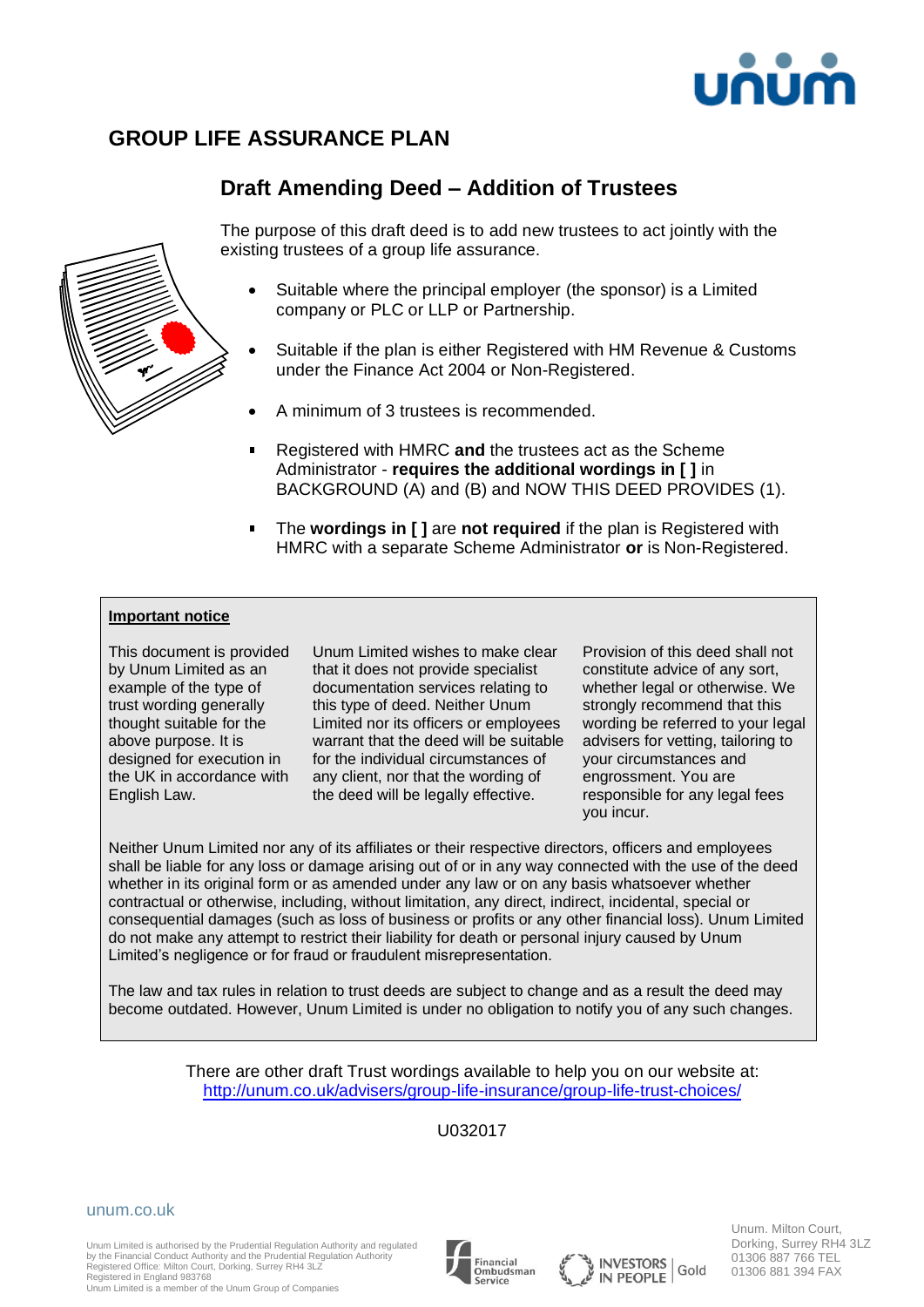# GROUP LIFE ASSURANCE PLAN

## Draft Amending Deed – Addition of Trustees

The purpose of this draft deed is to add new trustees to act jointly with the existing trustees of a group life assurance.

- Suitable where the principal employer (the sponsor) is a Limited company or PLC or LLP or Partnership.
- Suitable if the plan is either Registered with HM Revenue & Customs under the Finance Act 2004 or Non-Registered.
- A minimum of 3 trustees is recommended.
- Registered with HMRC **and** the trustees act as the Scheme Administrator - **requires the additional wordings in [ ]** in BACKGROUND (A) and (B) and NOW THIS DEED PROVIDES (1).
- The **wordings in [ ]** are **not required** if the plan is Registered with HMRC with a separate Scheme Administrator **or** is Non-Registered.

**Important notice**

This document is provided by Unum Limited as an example of the type of trust wording generally thought suitable for the above purpose. It is designed for execution in the UK in accordance with English Law.

Unum Limited wishes to make clear that it does not provide specialist documentation services relating to this type of deed. Neither Unum Limited nor its officers or employees warrant that the deed will be suitable for the individual circumstances of any client, nor that the wording of the deed will be legally effective.

Provision of this deed shall not constitute advice of any sort, whether legal or otherwise. We strongly recommend that this wording be referred to your legal advisers for vetting, tailoring to your circumstances and engrossment. You are responsible for any legal fees you incur.

Neither Unum Limited nor any of its affiliates or their respective directors, officers and employees shall be liable for any loss or damage arising out of or in any way connected with the use of the deed whether in its original form or as amended under any law or on any basis whatsoever whether contractual or otherwise, including, without limitation, any direct, indirect, incidental, special or consequential damages (such as loss of business or profits or any other financial loss). Unum Limited do not make any attempt to restrict their liability for death or personal injury caused by Unum Limited's negligence or for fraud or fraudulent misrepresentation.

The law and tax rules in relation to trust deeds are subject to change and as a result the deed may become outdated. However, Unum Limited is under no obligation to notify you of any such changes.

There are other draft Trust wordings available to help you on our website at:
http://unum.co.uk/advisers/group-life-insurance/group-life-trust-choices/

U032017

unum.co.uk

Unum Limited is authorised by the Prudential Regulation Authority and regulated by the Financial Conduct Authority and the Prudential Regulation Authority
Registered Office: Milton Court, Dorking, Surrey RH4 3LZ
Registered in England 983768
Unum Limited is a member of the Unum Group of Companies

Unum. Milton Court, Dorking, Surrey RH4 3LZ
01306 887 766 TEL
01306 881 394 FAX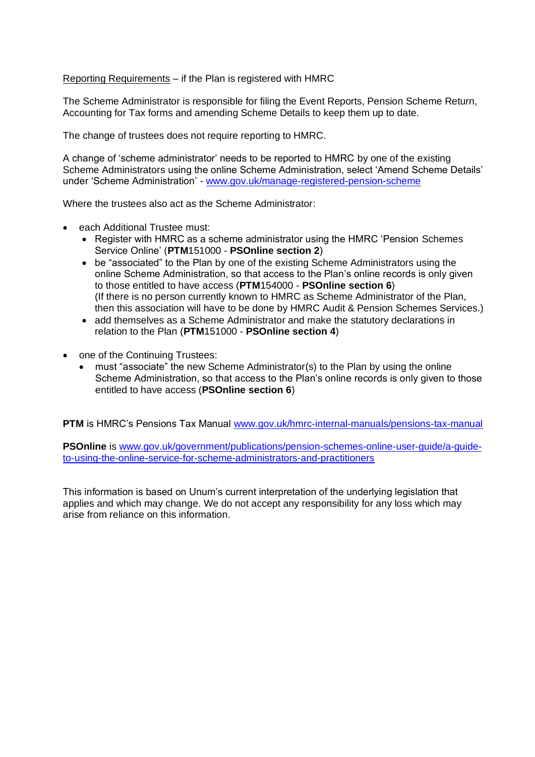Reporting Requirements – if the Plan is registered with HMRC

The Scheme Administrator is responsible for filing the Event Reports, Pension Scheme Return, Accounting for Tax forms and amending Scheme Details to keep them up to date.

The change of trustees does not require reporting to HMRC.

A change of 'scheme administrator' needs to be reported to HMRC by one of the existing Scheme Administrators using the online Scheme Administration, select 'Amend Scheme Details' under 'Scheme Administration' - [www.gov.uk/manage-registered-pension-scheme](http://www.gov.uk/manage-registered-pension-scheme)

Where the trustees also act as the Scheme Administrator:

- each Additional Trustee must:
  - Register with HMRC as a scheme administrator using the HMRC 'Pension Schemes Service Online' (**PTM**151000 - **PSOnline section 2**)
  - be "associated" to the Plan by one of the existing Scheme Administrators using the online Scheme Administration, so that access to the Plan's online records is only given to those entitled to have access (**PTM**154000 - **PSOnline section 6**)
    (If there is no person currently known to HMRC as Scheme Administrator of the Plan, then this association will have to be done by HMRC Audit & Pension Schemes Services.)
  - add themselves as a Scheme Administrator and make the statutory declarations in relation to the Plan (**PTM**151000 - **PSOnline section 4**)

- one of the Continuing Trustees:
  - must "associate" the new Scheme Administrator(s) to the Plan by using the online Scheme Administration, so that access to the Plan's online records is only given to those entitled to have access (**PSOnline section 6**)

**PTM** is HMRC's Pensions Tax Manual [www.gov.uk/hmrc-internal-manuals/pensions-tax-manual](http://www.gov.uk/hmrc-internal-manuals/pensions-tax-manual)

**PSOnline** is [www.gov.uk/government/publications/pension-schemes-online-user-guide/a-guide-to-using-the-online-service-for-scheme-administrators-and-practitioners](http://www.gov.uk/government/publications/pension-schemes-online-user-guide/a-guide-to-using-the-online-service-for-scheme-administrators-and-practitioners)

This information is based on Unum's current interpretation of the underlying legislation that applies and which may change. We do not accept any responsibility for any loss which may arise from reliance on this information.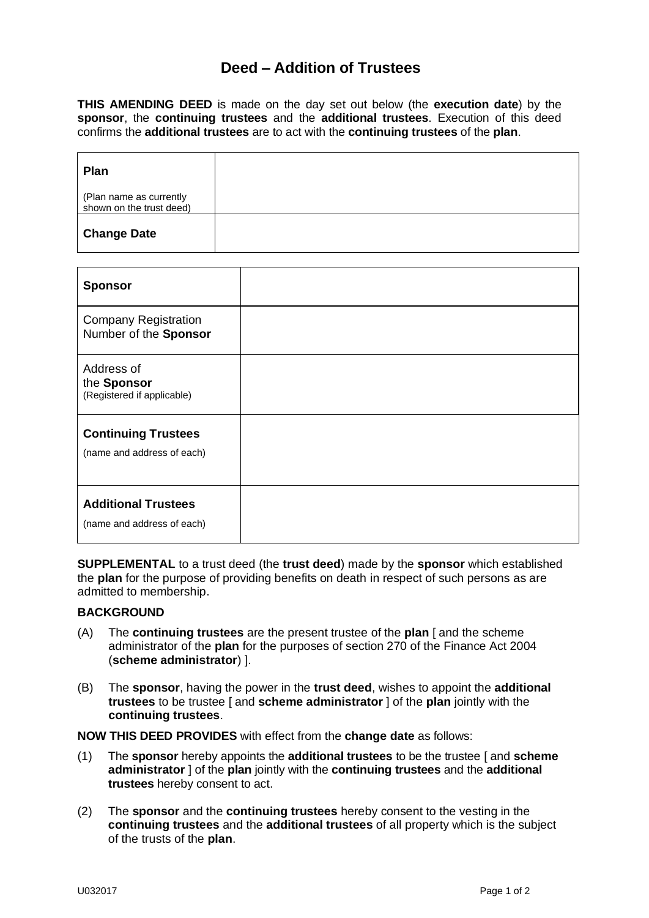# Deed – Addition of Trustees

**THIS AMENDING DEED** is made on the day set out below (the **execution date**) by the **sponsor**, the **continuing trustees** and the **additional trustees**. Execution of this deed confirms the **additional trustees** are to act with the **continuing trustees** of the **plan**.

| **Plan**<br><br>(Plan name as currently shown on the trust deed) | |
|---|---|
| **Change Date** | |

| **Sponsor** | |
|---|---|
| Company Registration Number of the **Sponsor** | |
| Address of the **Sponsor** (Registered if applicable) | |
| **Continuing Trustees**<br><br>(name and address of each) | |
| **Additional Trustees**<br><br>(name and address of each) | |

**SUPPLEMENTAL** to a trust deed (the **trust deed**) made by the **sponsor** which established the **plan** for the purpose of providing benefits on death in respect of such persons as are admitted to membership.

**BACKGROUND**

(A) The **continuing trustees** are the present trustee of the **plan** [ and the scheme administrator of the **plan** for the purposes of section 270 of the Finance Act 2004 (**scheme administrator**) ].

(B) The **sponsor**, having the power in the **trust deed**, wishes to appoint the **additional trustees** to be trustee [ and **scheme administrator** ] of the **plan** jointly with the **continuing trustees**.

**NOW THIS DEED PROVIDES** with effect from the **change date** as follows:

(1) The **sponsor** hereby appoints the **additional trustees** to be the trustee [ and **scheme administrator** ] of the **plan** jointly with the **continuing trustees** and the **additional trustees** hereby consent to act.

(2) The **sponsor** and the **continuing trustees** hereby consent to the vesting in the **continuing trustees** and the **additional trustees** of all property which is the subject of the trusts of the **plan**.

U032017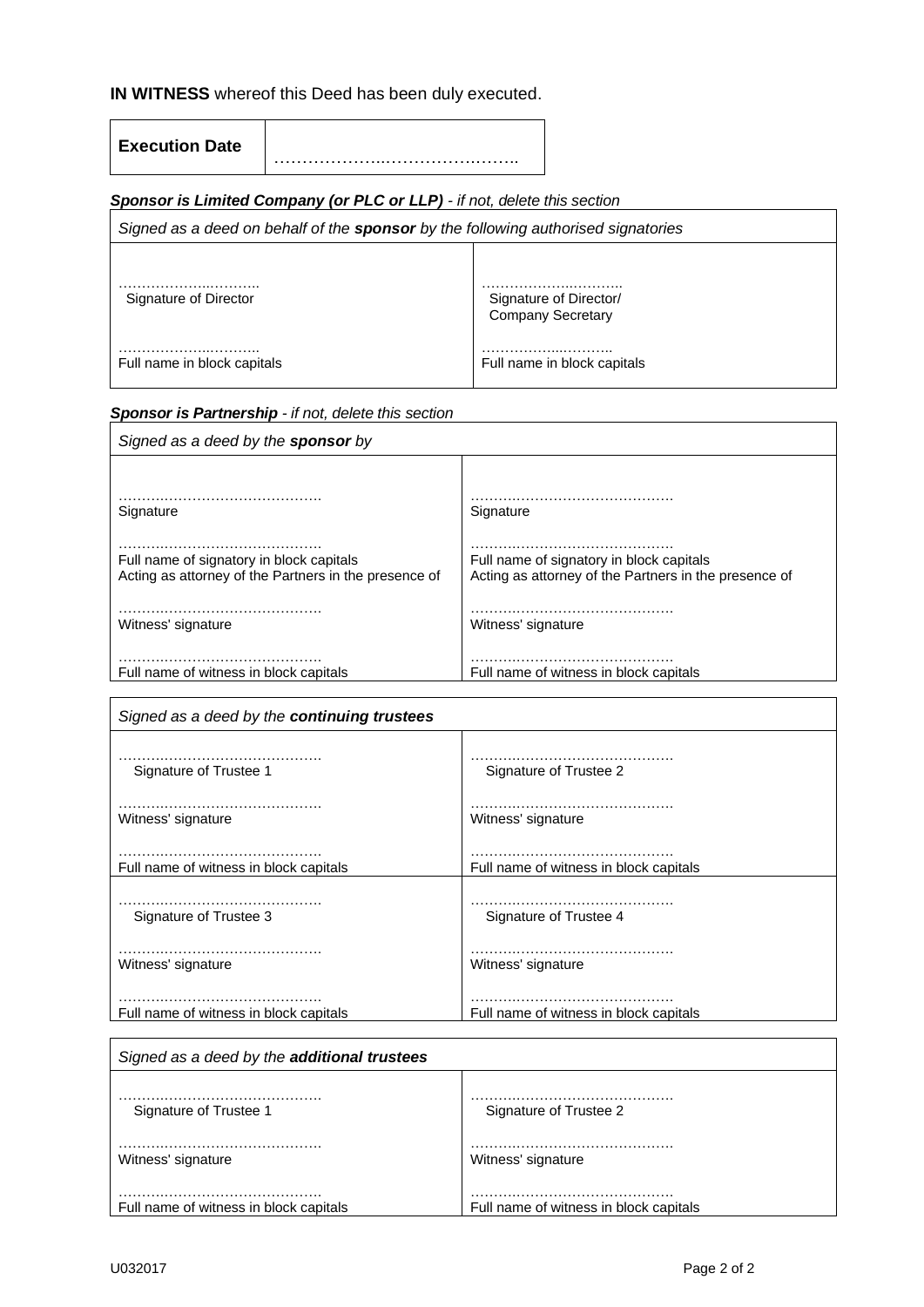**IN WITNESS** whereof this Deed has been duly executed.

| **Execution Date** | ……………….…………….…….. |
|---|---|

***Sponsor is Limited Company (or PLC or LLP)*** *- if not, delete this section*

| *Signed as a deed on behalf of the* ***sponsor*** *by the following authorised signatories* | |
|---|---|
| …………….………..<br>Signature of Director | …………….………..<br>Signature of Director/<br>Company Secretary |
| …………….………..<br>Full name in block capitals | …………….………..<br>Full name in block capitals |

***Sponsor is Partnership*** *- if not, delete this section*

| *Signed as a deed by the* ***sponsor*** *by* | |
|---|---|
| …………………………………….<br>Signature | …………………………………….<br>Signature |
| …………………………………….<br>Full name of signatory in block capitals<br>Acting as attorney of the Partners in the presence of | …………………………………….<br>Full name of signatory in block capitals<br>Acting as attorney of the Partners in the presence of |
| …………………………………….<br>Witness' signature | …………………………………….<br>Witness' signature |
| …………………………………….<br>Full name of witness in block capitals | …………………………………….<br>Full name of witness in block capitals |

| *Signed as a deed by the* ***continuing trustees*** | |
|---|---|
| …………………………………….<br>Signature of Trustee 1 | …………………………………….<br>Signature of Trustee 2 |
| …………………………………….<br>Witness' signature | …………………………………….<br>Witness' signature |
| …………………………………….<br>Full name of witness in block capitals | …………………………………….<br>Full name of witness in block capitals |
| …………………………………….<br>Signature of Trustee 3 | …………………………………….<br>Signature of Trustee 4 |
| …………………………………….<br>Witness' signature | …………………………………….<br>Witness' signature |
| …………………………………….<br>Full name of witness in block capitals | …………………………………….<br>Full name of witness in block capitals |

| *Signed as a deed by the* ***additional trustees*** | |
|---|---|
| …………………………………….<br>Signature of Trustee 1 | …………………………………….<br>Signature of Trustee 2 |
| …………………………………….<br>Witness' signature | …………………………………….<br>Witness' signature |
| …………………………………….<br>Full name of witness in block capitals | …………………………………….<br>Full name of witness in block capitals |

U032017